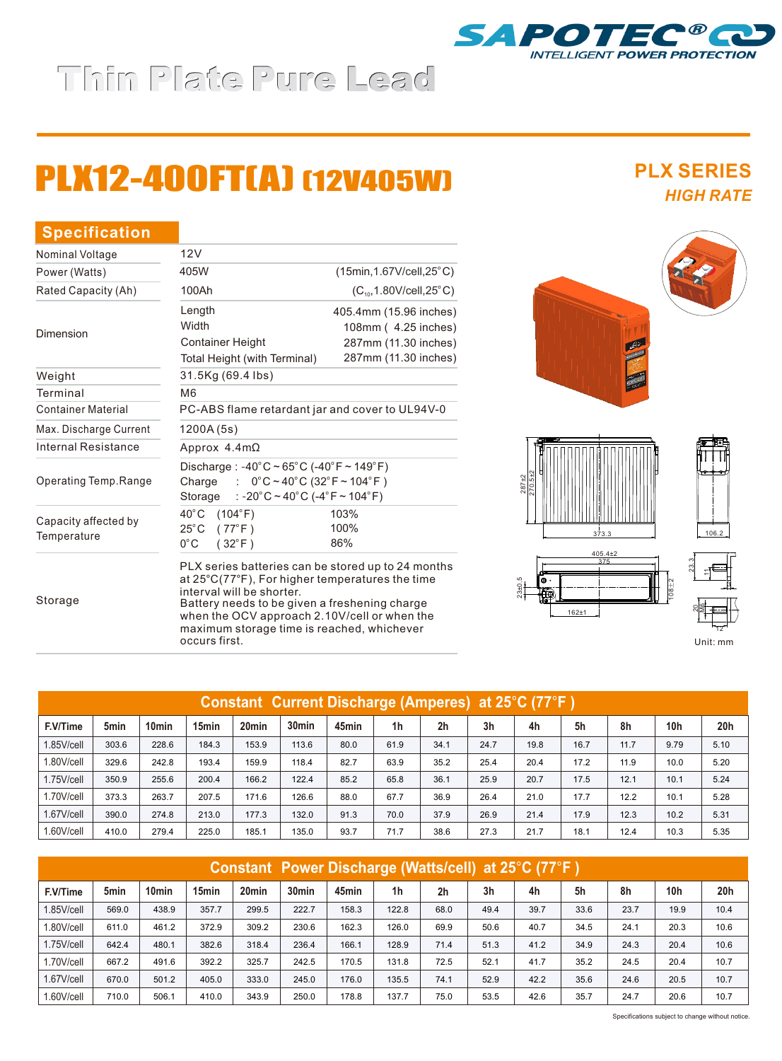SAPOTEC®

*INTELLIGENT POWER PROTECTION*

# Thin Plate Pure Lead

# PLX12-400FT(A) (12V405W)

**PLX SERIES**

***HIGH RATE***

## Specification

| | | |
|---|---|---|
| Nominal Voltage | 12V | |
| Power (Watts) | 405W | (15min,1.67V/cell,25°C) |
| Rated Capacity (Ah) | 100Ah | ($C_{10}$,1.80V/cell,25°C) |
| Dimension | Length | 405.4mm (15.96 inches) |
| | Width | 108mm ( 4.25 inches) |
| | Container Height | 287mm (11.30 inches) |
| | Total Height (with Terminal) | 287mm (11.30 inches) |
| Weight | 31.5Kg (69.4 lbs) | |
| Terminal | M6 | |
| Container Material | PC-ABS flame retardant jar and cover to UL94V-0 | |
| Max. Discharge Current | 1200A (5s) | |
| Internal Resistance | Approx 4.4mΩ | |
| Operating Temp.Range | Discharge : -40°C ~ 65°C (-40°F ~ 149°F) | |
| | Charge : 0°C ~ 40°C (32°F ~ 104°F ) | |
| | Storage : -20°C ~ 40°C (-4°F ~ 104°F) | |
| Capacity affected by Temperature | 40°C (104°F) | 103% |
| | 25°C ( 77°F ) | 100% |
| | 0°C ( 32°F ) | 86% |
| Storage | PLX series batteries can be stored up to 24 months at 25°C(77°F), For higher temperatures the time interval will be shorter. Battery needs to be given a freshening charge when the OCV approach 2.10V/cell or when the maximum storage time is reached, whichever occurs first. | |

Unit: mm

## Constant Current Discharge (Amperes) at 25°C (77°F )

| F.V/Time | 5min | 10min | 15min | 20min | 30min | 45min | 1h | 2h | 3h | 4h | 5h | 8h | 10h | 20h |
|---|---|---|---|---|---|---|---|---|---|---|---|---|---|---|
| 1.85V/cell | 303.6 | 228.6 | 184.3 | 153.9 | 113.6 | 80.0 | 61.9 | 34.1 | 24.7 | 19.8 | 16.7 | 11.7 | 9.79 | 5.10 |
| 1.80V/cell | 329.6 | 242.8 | 193.4 | 159.9 | 118.4 | 82.7 | 63.9 | 35.2 | 25.4 | 20.4 | 17.2 | 11.9 | 10.0 | 5.20 |
| 1.75V/cell | 350.9 | 255.6 | 200.4 | 166.2 | 122.4 | 85.2 | 65.8 | 36.1 | 25.9 | 20.7 | 17.5 | 12.1 | 10.1 | 5.24 |
| 1.70V/cell | 373.3 | 263.7 | 207.5 | 171.6 | 126.6 | 88.0 | 67.7 | 36.9 | 26.4 | 21.0 | 17.7 | 12.2 | 10.1 | 5.28 |
| 1.67V/cell | 390.0 | 274.8 | 213.0 | 177.3 | 132.0 | 91.3 | 70.0 | 37.9 | 26.9 | 21.4 | 17.9 | 12.3 | 10.2 | 5.31 |
| 1.60V/cell | 410.0 | 279.4 | 225.0 | 185.1 | 135.0 | 93.7 | 71.7 | 38.6 | 27.3 | 21.7 | 18.1 | 12.4 | 10.3 | 5.35 |

## Constant Power Discharge (Watts/cell) at 25°C (77°F )

| F.V/Time | 5min | 10min | 15min | 20min | 30min | 45min | 1h | 2h | 3h | 4h | 5h | 8h | 10h | 20h |
|---|---|---|---|---|---|---|---|---|---|---|---|---|---|---|
| 1.85V/cell | 569.0 | 438.9 | 357.7 | 299.5 | 222.7 | 158.3 | 122.8 | 68.0 | 49.4 | 39.7 | 33.6 | 23.7 | 19.9 | 10.4 |
| 1.80V/cell | 611.0 | 461.2 | 372.9 | 309.2 | 230.6 | 162.3 | 126.0 | 69.9 | 50.6 | 40.7 | 34.5 | 24.1 | 20.3 | 10.6 |
| 1.75V/cell | 642.4 | 480.1 | 382.6 | 318.4 | 236.4 | 166.1 | 128.9 | 71.4 | 51.3 | 41.2 | 34.9 | 24.3 | 20.4 | 10.6 |
| 1.70V/cell | 667.2 | 491.6 | 392.2 | 325.7 | 242.5 | 170.5 | 131.8 | 72.5 | 52.1 | 41.7 | 35.2 | 24.5 | 20.4 | 10.7 |
| 1.67V/cell | 670.0 | 501.2 | 405.0 | 333.0 | 245.0 | 176.0 | 135.5 | 74.1 | 52.9 | 42.2 | 35.6 | 24.6 | 20.5 | 10.7 |
| 1.60V/cell | 710.0 | 506.1 | 410.0 | 343.9 | 250.0 | 178.8 | 137.7 | 75.0 | 53.5 | 42.6 | 35.7 | 24.7 | 20.6 | 10.7 |

Specifications subject to change without notice.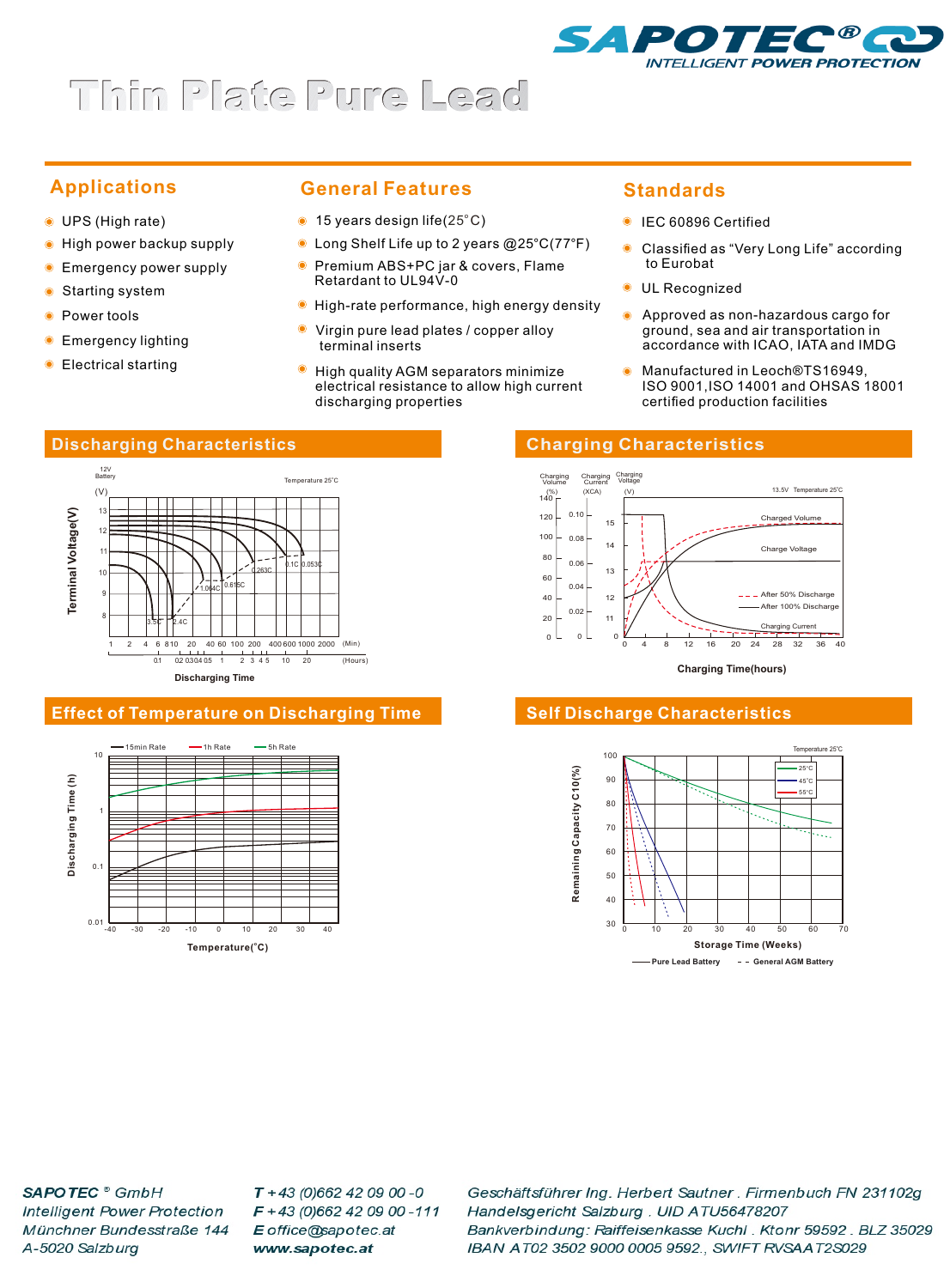SAPOTEC® INTELLIGENT POWER PROTECTION

# Thin Plate Pure Lead

## Applications

- UPS (High rate)
- High power backup supply
- Emergency power supply
- Starting system
- Power tools
- Emergency lighting
- Electrical starting

## General Features

- 15 years design life(25°C)
- Long Shelf Life up to 2 years @25°C(77°F)
- Premium ABS+PC jar & covers, Flame Retardant to UL94V-0
- High-rate performance, high energy density
- Virgin pure lead plates / copper alloy terminal inserts
- High quality AGM separators minimize electrical resistance to allow high current discharging properties

## Standards

- IEC 60896 Certified
- Classified as “Very Long Life” according to Eurobat
- UL Recognized
- Approved as non-hazardous cargo for ground, sea and air transportation in accordance with ICAO, IATA and IMDG
- Manufactured in Leoch®TS16949, ISO 9001,ISO 14001 and OHSAS 18001 certified production facilities

## Discharging Characteristics

12V Battery

Temperature 25°C

Terminal Voltage(V)

(V)

13, 12, 11, 10, 9, 8

3.5C 2.4C 1.064C 0.615C 0.263C 0.1C 0.053C

1 2 4 6 8 10 20 40 60 100 200 400 600 1000 2000 (Min)

0.1 0.2 0.3 0.4 0.5 1 2 3 4 5 10 20 (Hours)

Discharging Time

## Charging Characteristics

Charging Volume (%) Charging Current (XCA) Charging Voltage (V)

13.5V Temperature 25°C

140, 120, 100, 80, 60, 40, 20, 0

0.10, 0.08, 0.06, 0.04, 0.02, 0

15, 14, 13, 12, 11, 0

Charged Volume

Charge Voltage

After 50% Discharge

After 100% Discharge

Charging Current

0 4 8 12 16 20 24 28 32 36 40

Charging Time(hours)

## Effect of Temperature on Discharging Time

15min Rate 1h Rate 5h Rate

Discharging Time (h)

10, 1, 0.1, 0.01

-40 -30 -20 -10 0 10 20 30 40

Temperature(°C)

## Self Discharge Characteristics

Temperature 25°C

25°C 45°C 55°C

Remaining Capacity C10(%)

100, 90, 80, 70, 60, 50, 40, 30

0 10 20 30 40 50 60 70

Storage Time (Weeks)

Pure Lead Battery - - General AGM Battery

---

*SAPOTEC ® GmbH*
*Intelligent Power Protection*
*Münchner Bundesstraße 144*
*A-5020 Salzburg*

*T +43 (0)662 42 09 00 -0*
*F +43 (0)662 42 09 00 -111*
*E office@sapotec.at*
***www.sapotec.at***

*Geschäftsführer Ing. Herbert Sautner . Firmenbuch FN 231102g*
*Handelsgericht Salzburg . UID ATU56478207*
*Bankverbindung: Raiffeisenkasse Kuchl . Ktonr 59592 . BLZ 35029*
*IBAN AT02 3502 9000 0005 9592., SWIFT RVSAAT2S029*